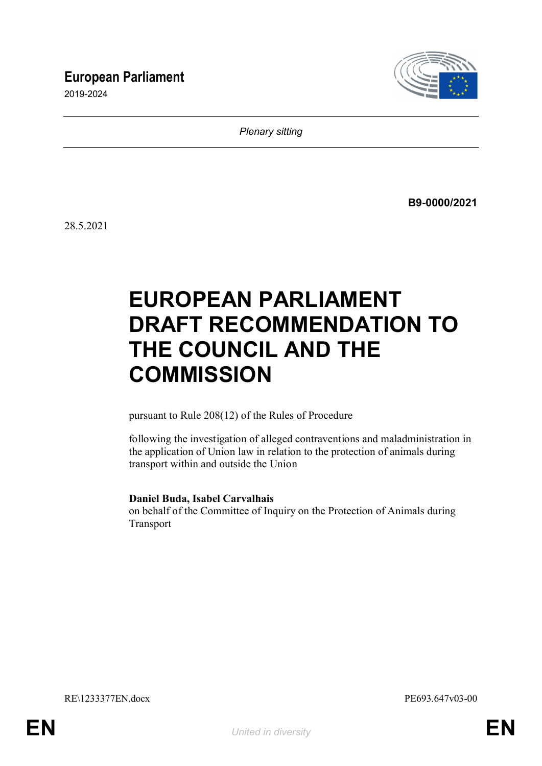**European Parliament**

2019-2024

*Plenary sitting*

**B9-0000/2021**

28.5.2021

# EUROPEAN PARLIAMENT DRAFT RECOMMENDATION TO THE COUNCIL AND THE COMMISSION

pursuant to Rule 208(12) of the Rules of Procedure

following the investigation of alleged contraventions and maladministration in the application of Union law in relation to the protection of animals during transport within and outside the Union

**Daniel Buda, Isabel Carvalhais**
on behalf of the Committee of Inquiry on the Protection of Animals during Transport

RE\1233377EN.docx PE693.647v03-00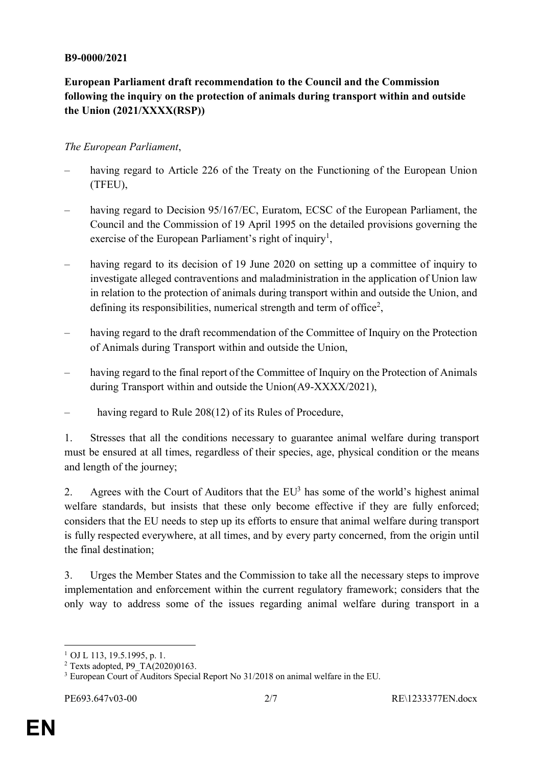**B9-0000/2021**

**European Parliament draft recommendation to the Council and the Commission following the inquiry on the protection of animals during transport within and outside the Union (2021/XXXX(RSP))**

*The European Parliament*,

– having regard to Article 226 of the Treaty on the Functioning of the European Union (TFEU),

– having regard to Decision 95/167/EC, Euratom, ECSC of the European Parliament, the Council and the Commission of 19 April 1995 on the detailed provisions governing the exercise of the European Parliament's right of inquiry[1],

– having regard to its decision of 19 June 2020 on setting up a committee of inquiry to investigate alleged contraventions and maladministration in the application of Union law in relation to the protection of animals during transport within and outside the Union, and defining its responsibilities, numerical strength and term of office[2],

– having regard to the draft recommendation of the Committee of Inquiry on the Protection of Animals during Transport within and outside the Union,

– having regard to the final report of the Committee of Inquiry on the Protection of Animals during Transport within and outside the Union(A9-XXXX/2021),

– having regard to Rule 208(12) of its Rules of Procedure,

1. Stresses that all the conditions necessary to guarantee animal welfare during transport must be ensured at all times, regardless of their species, age, physical condition or the means and length of the journey;

2. Agrees with the Court of Auditors that the EU[3] has some of the world's highest animal welfare standards, but insists that these only become effective if they are fully enforced; considers that the EU needs to step up its efforts to ensure that animal welfare during transport is fully respected everywhere, at all times, and by every party concerned, from the origin until the final destination;

3. Urges the Member States and the Commission to take all the necessary steps to improve implementation and enforcement within the current regulatory framework; considers that the only way to address some of the issues regarding animal welfare during transport in a

---

[1] OJ L 113, 19.5.1995, p. 1.

[2] Texts adopted, P9_TA(2020)0163.

[3] European Court of Auditors Special Report No 31/2018 on animal welfare in the EU.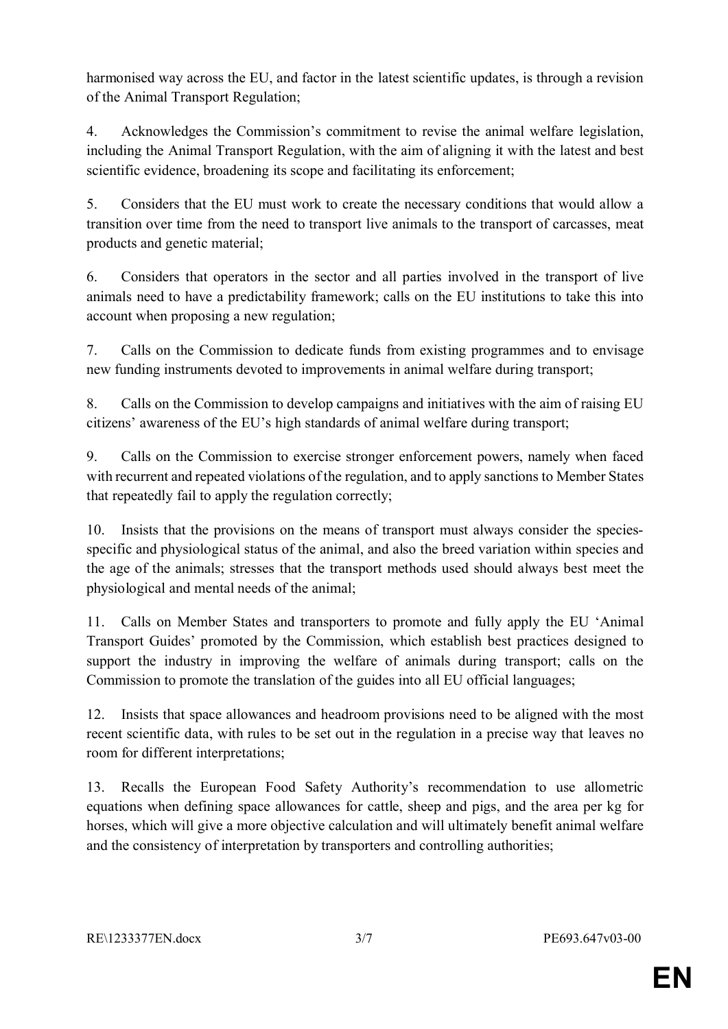harmonised way across the EU, and factor in the latest scientific updates, is through a revision of the Animal Transport Regulation;

4. Acknowledges the Commission's commitment to revise the animal welfare legislation, including the Animal Transport Regulation, with the aim of aligning it with the latest and best scientific evidence, broadening its scope and facilitating its enforcement;

5. Considers that the EU must work to create the necessary conditions that would allow a transition over time from the need to transport live animals to the transport of carcasses, meat products and genetic material;

6. Considers that operators in the sector and all parties involved in the transport of live animals need to have a predictability framework; calls on the EU institutions to take this into account when proposing a new regulation;

7. Calls on the Commission to dedicate funds from existing programmes and to envisage new funding instruments devoted to improvements in animal welfare during transport;

8. Calls on the Commission to develop campaigns and initiatives with the aim of raising EU citizens' awareness of the EU's high standards of animal welfare during transport;

9. Calls on the Commission to exercise stronger enforcement powers, namely when faced with recurrent and repeated violations of the regulation, and to apply sanctions to Member States that repeatedly fail to apply the regulation correctly;

10. Insists that the provisions on the means of transport must always consider the species-specific and physiological status of the animal, and also the breed variation within species and the age of the animals; stresses that the transport methods used should always best meet the physiological and mental needs of the animal;

11. Calls on Member States and transporters to promote and fully apply the EU 'Animal Transport Guides' promoted by the Commission, which establish best practices designed to support the industry in improving the welfare of animals during transport; calls on the Commission to promote the translation of the guides into all EU official languages;

12. Insists that space allowances and headroom provisions need to be aligned with the most recent scientific data, with rules to be set out in the regulation in a precise way that leaves no room for different interpretations;

13. Recalls the European Food Safety Authority's recommendation to use allometric equations when defining space allowances for cattle, sheep and pigs, and the area per kg for horses, which will give a more objective calculation and will ultimately benefit animal welfare and the consistency of interpretation by transporters and controlling authorities;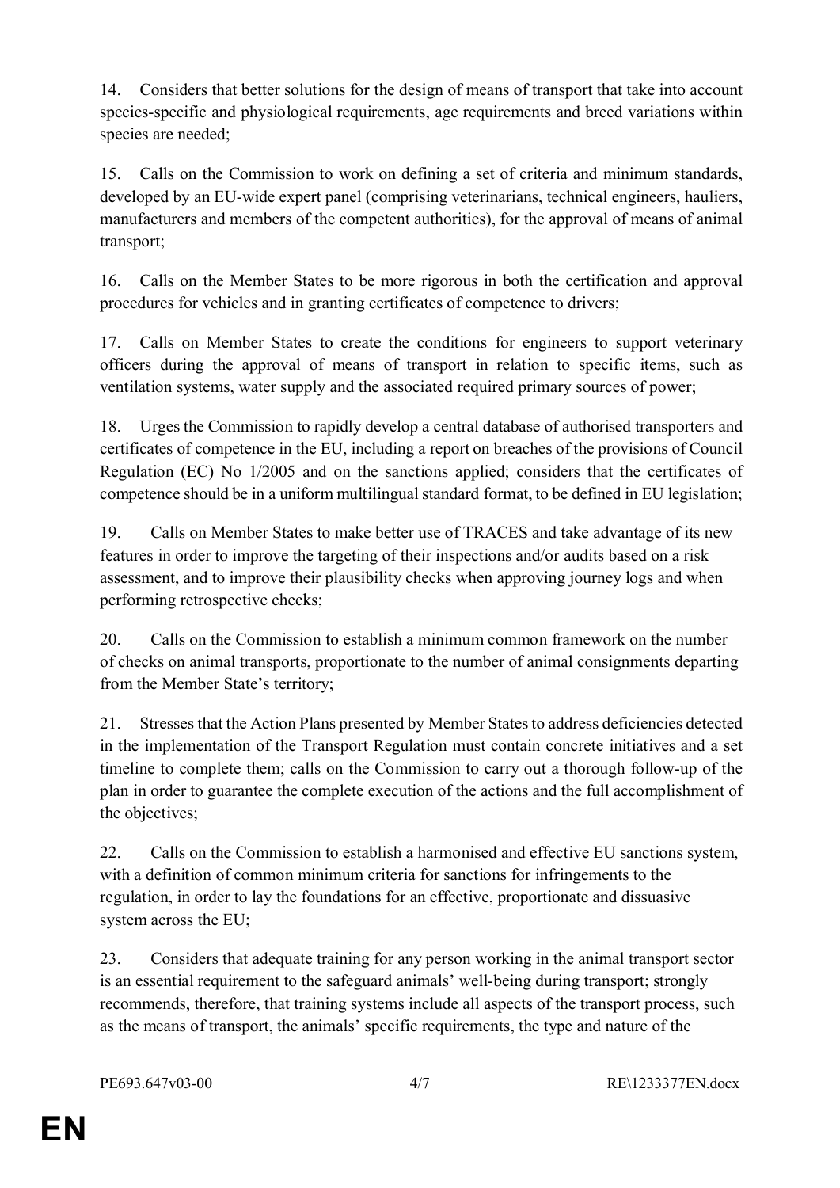14. Considers that better solutions for the design of means of transport that take into account species-specific and physiological requirements, age requirements and breed variations within species are needed;

15. Calls on the Commission to work on defining a set of criteria and minimum standards, developed by an EU-wide expert panel (comprising veterinarians, technical engineers, hauliers, manufacturers and members of the competent authorities), for the approval of means of animal transport;

16. Calls on the Member States to be more rigorous in both the certification and approval procedures for vehicles and in granting certificates of competence to drivers;

17. Calls on Member States to create the conditions for engineers to support veterinary officers during the approval of means of transport in relation to specific items, such as ventilation systems, water supply and the associated required primary sources of power;

18. Urges the Commission to rapidly develop a central database of authorised transporters and certificates of competence in the EU, including a report on breaches of the provisions of Council Regulation (EC) No 1/2005 and on the sanctions applied; considers that the certificates of competence should be in a uniform multilingual standard format, to be defined in EU legislation;

19. Calls on Member States to make better use of TRACES and take advantage of its new features in order to improve the targeting of their inspections and/or audits based on a risk assessment, and to improve their plausibility checks when approving journey logs and when performing retrospective checks;

20. Calls on the Commission to establish a minimum common framework on the number of checks on animal transports, proportionate to the number of animal consignments departing from the Member State's territory;

21. Stresses that the Action Plans presented by Member States to address deficiencies detected in the implementation of the Transport Regulation must contain concrete initiatives and a set timeline to complete them; calls on the Commission to carry out a thorough follow-up of the plan in order to guarantee the complete execution of the actions and the full accomplishment of the objectives;

22. Calls on the Commission to establish a harmonised and effective EU sanctions system, with a definition of common minimum criteria for sanctions for infringements to the regulation, in order to lay the foundations for an effective, proportionate and dissuasive system across the EU;

23. Considers that adequate training for any person working in the animal transport sector is an essential requirement to the safeguard animals' well-being during transport; strongly recommends, therefore, that training systems include all aspects of the transport process, such as the means of transport, the animals' specific requirements, the type and nature of the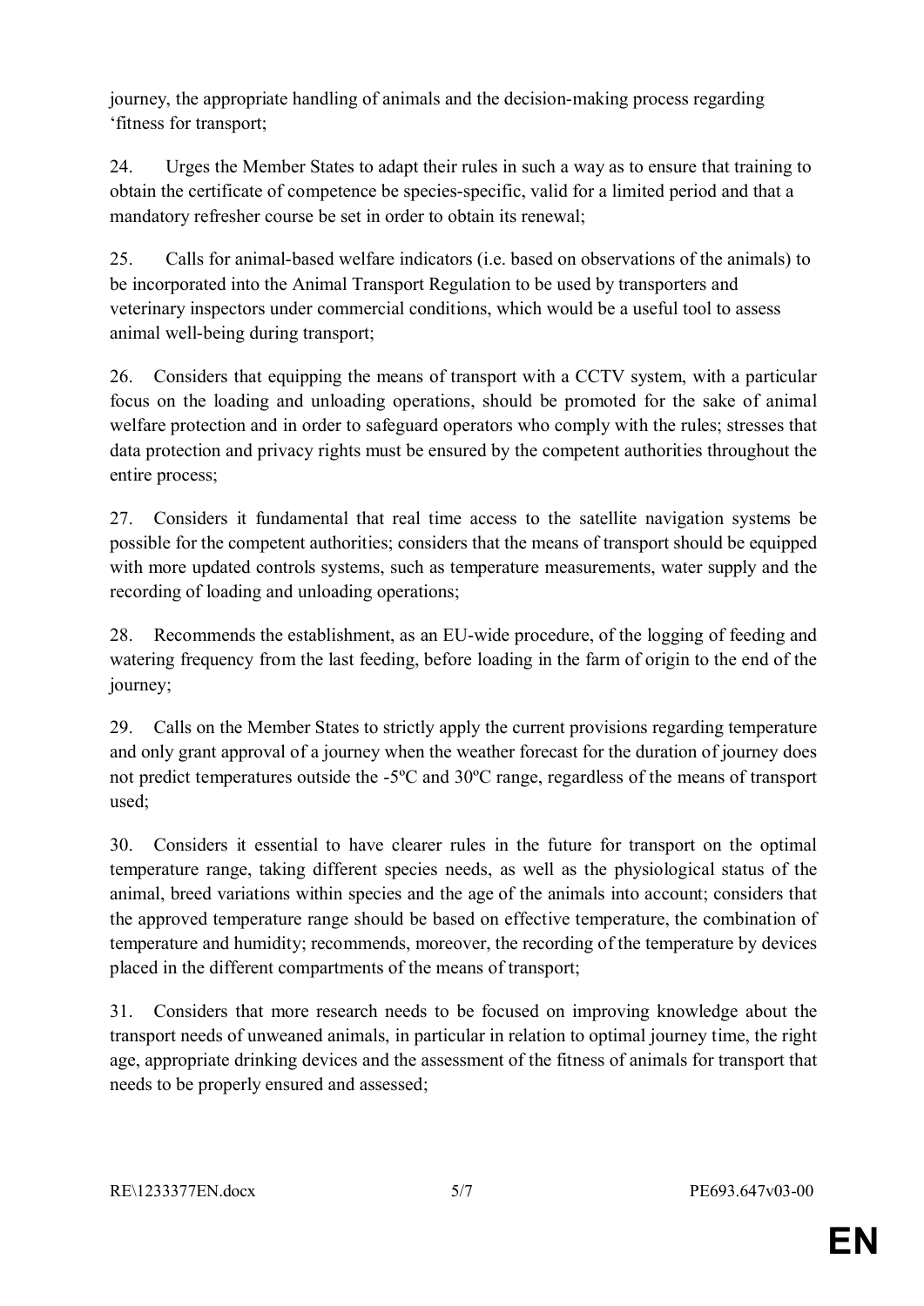journey, the appropriate handling of animals and the decision-making process regarding ‘fitness for transport;

24. Urges the Member States to adapt their rules in such a way as to ensure that training to obtain the certificate of competence be species-specific, valid for a limited period and that a mandatory refresher course be set in order to obtain its renewal;

25. Calls for animal-based welfare indicators (i.e. based on observations of the animals) to be incorporated into the Animal Transport Regulation to be used by transporters and veterinary inspectors under commercial conditions, which would be a useful tool to assess animal well-being during transport;

26. Considers that equipping the means of transport with a CCTV system, with a particular focus on the loading and unloading operations, should be promoted for the sake of animal welfare protection and in order to safeguard operators who comply with the rules; stresses that data protection and privacy rights must be ensured by the competent authorities throughout the entire process;

27. Considers it fundamental that real time access to the satellite navigation systems be possible for the competent authorities; considers that the means of transport should be equipped with more updated controls systems, such as temperature measurements, water supply and the recording of loading and unloading operations;

28. Recommends the establishment, as an EU-wide procedure, of the logging of feeding and watering frequency from the last feeding, before loading in the farm of origin to the end of the journey;

29. Calls on the Member States to strictly apply the current provisions regarding temperature and only grant approval of a journey when the weather forecast for the duration of journey does not predict temperatures outside the -5ºC and 30ºC range, regardless of the means of transport used;

30. Considers it essential to have clearer rules in the future for transport on the optimal temperature range, taking different species needs, as well as the physiological status of the animal, breed variations within species and the age of the animals into account; considers that the approved temperature range should be based on effective temperature, the combination of temperature and humidity; recommends, moreover, the recording of the temperature by devices placed in the different compartments of the means of transport;

31. Considers that more research needs to be focused on improving knowledge about the transport needs of unweaned animals, in particular in relation to optimal journey time, the right age, appropriate drinking devices and the assessment of the fitness of animals for transport that needs to be properly ensured and assessed;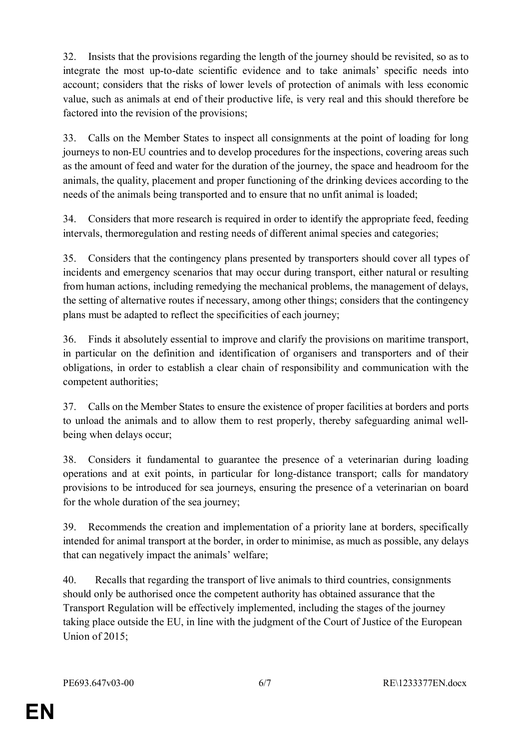32. Insists that the provisions regarding the length of the journey should be revisited, so as to integrate the most up-to-date scientific evidence and to take animals' specific needs into account; considers that the risks of lower levels of protection of animals with less economic value, such as animals at end of their productive life, is very real and this should therefore be factored into the revision of the provisions;

33. Calls on the Member States to inspect all consignments at the point of loading for long journeys to non-EU countries and to develop procedures for the inspections, covering areas such as the amount of feed and water for the duration of the journey, the space and headroom for the animals, the quality, placement and proper functioning of the drinking devices according to the needs of the animals being transported and to ensure that no unfit animal is loaded;

34. Considers that more research is required in order to identify the appropriate feed, feeding intervals, thermoregulation and resting needs of different animal species and categories;

35. Considers that the contingency plans presented by transporters should cover all types of incidents and emergency scenarios that may occur during transport, either natural or resulting from human actions, including remedying the mechanical problems, the management of delays, the setting of alternative routes if necessary, among other things; considers that the contingency plans must be adapted to reflect the specificities of each journey;

36. Finds it absolutely essential to improve and clarify the provisions on maritime transport, in particular on the definition and identification of organisers and transporters and of their obligations, in order to establish a clear chain of responsibility and communication with the competent authorities;

37. Calls on the Member States to ensure the existence of proper facilities at borders and ports to unload the animals and to allow them to rest properly, thereby safeguarding animal well-being when delays occur;

38. Considers it fundamental to guarantee the presence of a veterinarian during loading operations and at exit points, in particular for long-distance transport; calls for mandatory provisions to be introduced for sea journeys, ensuring the presence of a veterinarian on board for the whole duration of the sea journey;

39. Recommends the creation and implementation of a priority lane at borders, specifically intended for animal transport at the border, in order to minimise, as much as possible, any delays that can negatively impact the animals' welfare;

40. Recalls that regarding the transport of live animals to third countries, consignments should only be authorised once the competent authority has obtained assurance that the Transport Regulation will be effectively implemented, including the stages of the journey taking place outside the EU, in line with the judgment of the Court of Justice of the European Union of 2015;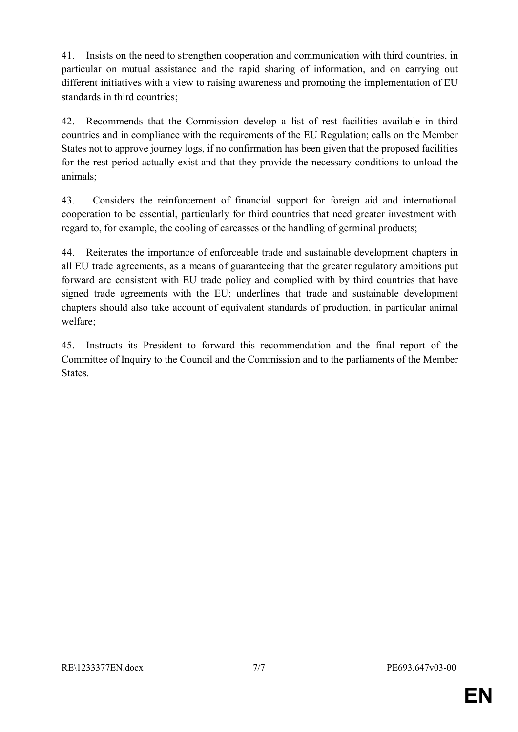41. Insists on the need to strengthen cooperation and communication with third countries, in particular on mutual assistance and the rapid sharing of information, and on carrying out different initiatives with a view to raising awareness and promoting the implementation of EU standards in third countries;

42. Recommends that the Commission develop a list of rest facilities available in third countries and in compliance with the requirements of the EU Regulation; calls on the Member States not to approve journey logs, if no confirmation has been given that the proposed facilities for the rest period actually exist and that they provide the necessary conditions to unload the animals;

43. Considers the reinforcement of financial support for foreign aid and international cooperation to be essential, particularly for third countries that need greater investment with regard to, for example, the cooling of carcasses or the handling of germinal products;

44. Reiterates the importance of enforceable trade and sustainable development chapters in all EU trade agreements, as a means of guaranteeing that the greater regulatory ambitions put forward are consistent with EU trade policy and complied with by third countries that have signed trade agreements with the EU; underlines that trade and sustainable development chapters should also take account of equivalent standards of production, in particular animal welfare;

45. Instructs its President to forward this recommendation and the final report of the Committee of Inquiry to the Council and the Commission and to the parliaments of the Member States.